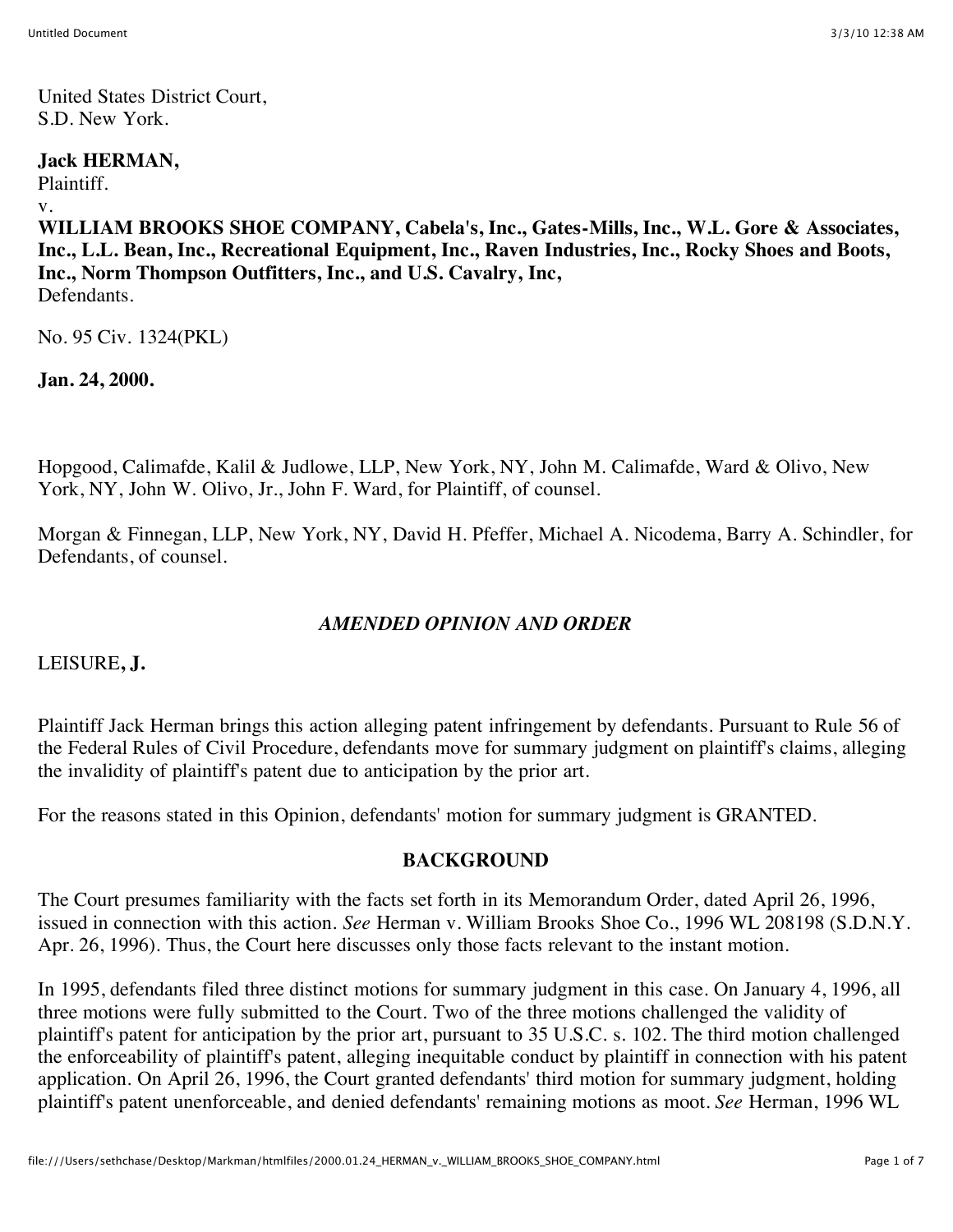United States District Court,
S.D. New York.

**Jack HERMAN,**
Plaintiff.
v.
**WILLIAM BROOKS SHOE COMPANY, Cabela's, Inc., Gates-Mills, Inc., W.L. Gore & Associates, Inc., L.L. Bean, Inc., Recreational Equipment, Inc., Raven Industries, Inc., Rocky Shoes and Boots, Inc., Norm Thompson Outfitters, Inc., and U.S. Cavalry, Inc,**
Defendants.

No. 95 Civ. 1324(PKL)

**Jan. 24, 2000.**

Hopgood, Calimafde, Kalil & Judlowe, LLP, New York, NY, John M. Calimafde, Ward & Olivo, New York, NY, John W. Olivo, Jr., John F. Ward, for Plaintiff, of counsel.

Morgan & Finnegan, LLP, New York, NY, David H. Pfeffer, Michael A. Nicodema, Barry A. Schindler, for Defendants, of counsel.

## *AMENDED OPINION AND ORDER*

LEISURE**, J.**

Plaintiff Jack Herman brings this action alleging patent infringement by defendants. Pursuant to Rule 56 of the Federal Rules of Civil Procedure, defendants move for summary judgment on plaintiff's claims, alleging the invalidity of plaintiff's patent due to anticipation by the prior art.

For the reasons stated in this Opinion, defendants' motion for summary judgment is GRANTED.

## BACKGROUND

The Court presumes familiarity with the facts set forth in its Memorandum Order, dated April 26, 1996, issued in connection with this action. *See* Herman v. William Brooks Shoe Co., 1996 WL 208198 (S.D.N.Y. Apr. 26, 1996). Thus, the Court here discusses only those facts relevant to the instant motion.

In 1995, defendants filed three distinct motions for summary judgment in this case. On January 4, 1996, all three motions were fully submitted to the Court. Two of the three motions challenged the validity of plaintiff's patent for anticipation by the prior art, pursuant to 35 U.S.C. s. 102. The third motion challenged the enforceability of plaintiff's patent, alleging inequitable conduct by plaintiff in connection with his patent application. On April 26, 1996, the Court granted defendants' third motion for summary judgment, holding plaintiff's patent unenforceable, and denied defendants' remaining motions as moot. *See* Herman, 1996 WL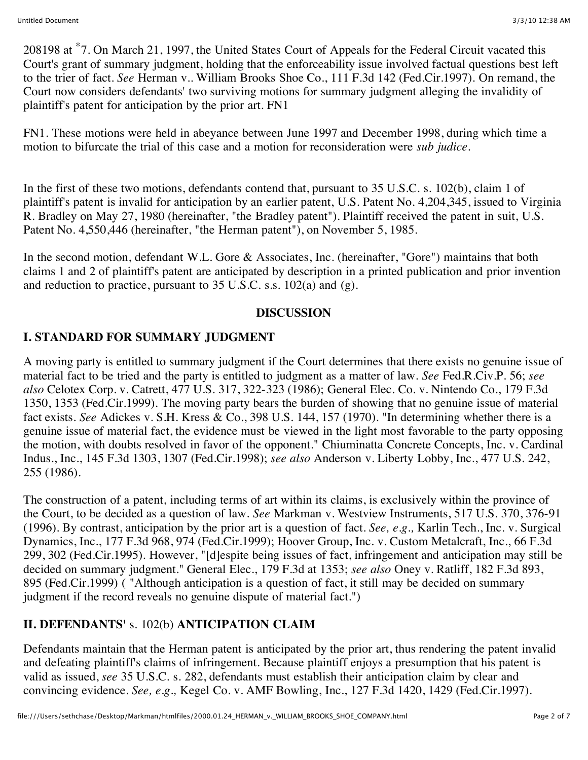208198 at *7. On March 21, 1997, the United States Court of Appeals for the Federal Circuit vacated this Court's grant of summary judgment, holding that the enforceability issue involved factual questions best left to the trier of fact. *See* Herman v.. William Brooks Shoe Co., 111 F.3d 142 (Fed.Cir.1997). On remand, the Court now considers defendants' two surviving motions for summary judgment alleging the invalidity of plaintiff's patent for anticipation by the prior art. FN1

FN1. These motions were held in abeyance between June 1997 and December 1998, during which time a motion to bifurcate the trial of this case and a motion for reconsideration were *sub judice*.

In the first of these two motions, defendants contend that, pursuant to 35 U.S.C. s. 102(b), claim 1 of plaintiff's patent is invalid for anticipation by an earlier patent, U.S. Patent No. 4,204,345, issued to Virginia R. Bradley on May 27, 1980 (hereinafter, "the Bradley patent"). Plaintiff received the patent in suit, U.S. Patent No. 4,550,446 (hereinafter, "the Herman patent"), on November 5, 1985.

In the second motion, defendant W.L. Gore & Associates, Inc. (hereinafter, "Gore") maintains that both claims 1 and 2 of plaintiff's patent are anticipated by description in a printed publication and prior invention and reduction to practice, pursuant to 35 U.S.C. s.s. 102(a) and (g).

## DISCUSSION

### I. STANDARD FOR SUMMARY JUDGMENT

A moving party is entitled to summary judgment if the Court determines that there exists no genuine issue of material fact to be tried and the party is entitled to judgment as a matter of law. *See* Fed.R.Civ.P. 56; *see also* Celotex Corp. v. Catrett, 477 U.S. 317, 322-323 (1986); General Elec. Co. v. Nintendo Co., 179 F.3d 1350, 1353 (Fed.Cir.1999). The moving party bears the burden of showing that no genuine issue of material fact exists. *See* Adickes v. S.H. Kress & Co., 398 U.S. 144, 157 (1970). "In determining whether there is a genuine issue of material fact, the evidence must be viewed in the light most favorable to the party opposing the motion, with doubts resolved in favor of the opponent." Chiuminatta Concrete Concepts, Inc. v. Cardinal Indus., Inc., 145 F.3d 1303, 1307 (Fed.Cir.1998); *see also* Anderson v. Liberty Lobby, Inc., 477 U.S. 242, 255 (1986).

The construction of a patent, including terms of art within its claims, is exclusively within the province of the Court, to be decided as a question of law. *See* Markman v. Westview Instruments, 517 U.S. 370, 376-91 (1996). By contrast, anticipation by the prior art is a question of fact. *See, e.g.,* Karlin Tech., Inc. v. Surgical Dynamics, Inc., 177 F.3d 968, 974 (Fed.Cir.1999); Hoover Group, Inc. v. Custom Metalcraft, Inc., 66 F.3d 299, 302 (Fed.Cir.1995). However, "[d]espite being issues of fact, infringement and anticipation may still be decided on summary judgment." General Elec., 179 F.3d at 1353; *see also* Oney v. Ratliff, 182 F.3d 893, 895 (Fed.Cir.1999) ( "Although anticipation is a question of fact, it still may be decided on summary judgment if the record reveals no genuine dispute of material fact.")

### II. DEFENDANTS' s. 102(b) ANTICIPATION CLAIM

Defendants maintain that the Herman patent is anticipated by the prior art, thus rendering the patent invalid and defeating plaintiff's claims of infringement. Because plaintiff enjoys a presumption that his patent is valid as issued, *see* 35 U.S.C. s. 282, defendants must establish their anticipation claim by clear and convincing evidence. *See, e.g.,* Kegel Co. v. AMF Bowling, Inc., 127 F.3d 1420, 1429 (Fed.Cir.1997).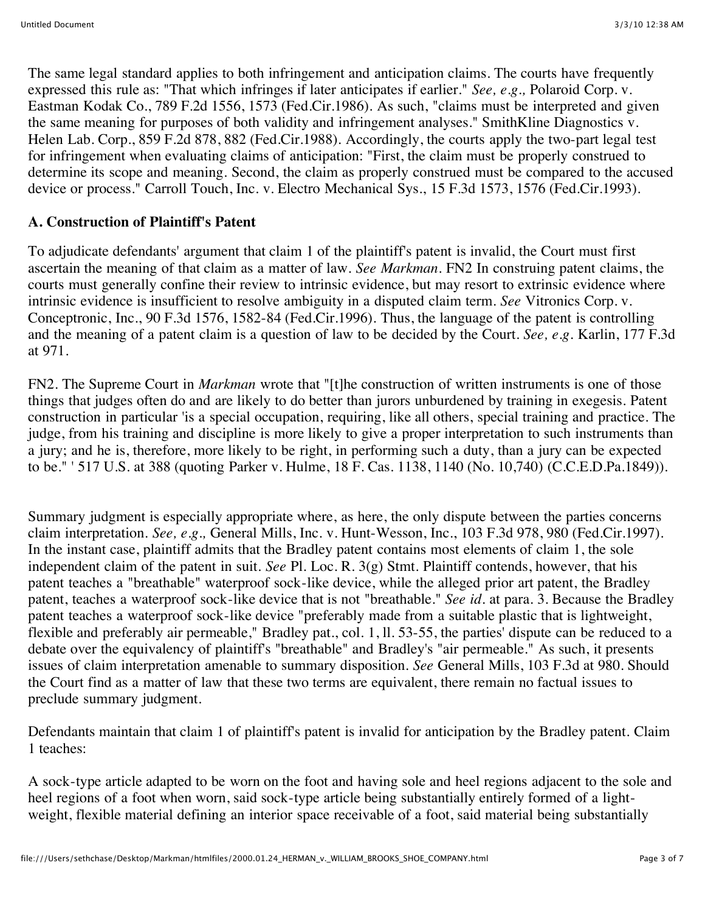The same legal standard applies to both infringement and anticipation claims. The courts have frequently expressed this rule as: "That which infringes if later anticipates if earlier." *See, e.g.,* Polaroid Corp. v. Eastman Kodak Co., 789 F.2d 1556, 1573 (Fed.Cir.1986). As such, "claims must be interpreted and given the same meaning for purposes of both validity and infringement analyses." SmithKline Diagnostics v. Helen Lab. Corp., 859 F.2d 878, 882 (Fed.Cir.1988). Accordingly, the courts apply the two-part legal test for infringement when evaluating claims of anticipation: "First, the claim must be properly construed to determine its scope and meaning. Second, the claim as properly construed must be compared to the accused device or process." Carroll Touch, Inc. v. Electro Mechanical Sys., 15 F.3d 1573, 1576 (Fed.Cir.1993).

### A. Construction of Plaintiff's Patent

To adjudicate defendants' argument that claim 1 of the plaintiff's patent is invalid, the Court must first ascertain the meaning of that claim as a matter of law. *See Markman.* FN2 In construing patent claims, the courts must generally confine their review to intrinsic evidence, but may resort to extrinsic evidence where intrinsic evidence is insufficient to resolve ambiguity in a disputed claim term. *See* Vitronics Corp. v. Conceptronic, Inc., 90 F.3d 1576, 1582-84 (Fed.Cir.1996). Thus, the language of the patent is controlling and the meaning of a patent claim is a question of law to be decided by the Court. *See, e.g.* Karlin, 177 F.3d at 971.

FN2. The Supreme Court in *Markman* wrote that "[t]he construction of written instruments is one of those things that judges often do and are likely to do better than jurors unburdened by training in exegesis. Patent construction in particular 'is a special occupation, requiring, like all others, special training and practice. The judge, from his training and discipline is more likely to give a proper interpretation to such instruments than a jury; and he is, therefore, more likely to be right, in performing such a duty, than a jury can be expected to be." ' 517 U.S. at 388 (quoting Parker v. Hulme, 18 F. Cas. 1138, 1140 (No. 10,740) (C.C.E.D.Pa.1849)).

Summary judgment is especially appropriate where, as here, the only dispute between the parties concerns claim interpretation. *See, e.g.,* General Mills, Inc. v. Hunt-Wesson, Inc., 103 F.3d 978, 980 (Fed.Cir.1997). In the instant case, plaintiff admits that the Bradley patent contains most elements of claim 1, the sole independent claim of the patent in suit. *See* Pl. Loc. R. 3(g) Stmt. Plaintiff contends, however, that his patent teaches a "breathable" waterproof sock-like device, while the alleged prior art patent, the Bradley patent, teaches a waterproof sock-like device that is not "breathable." *See id.* at para. 3. Because the Bradley patent teaches a waterproof sock-like device "preferably made from a suitable plastic that is lightweight, flexible and preferably air permeable," Bradley pat., col. 1, ll. 53-55, the parties' dispute can be reduced to a debate over the equivalency of plaintiff's "breathable" and Bradley's "air permeable." As such, it presents issues of claim interpretation amenable to summary disposition. *See* General Mills, 103 F.3d at 980. Should the Court find as a matter of law that these two terms are equivalent, there remain no factual issues to preclude summary judgment.

Defendants maintain that claim 1 of plaintiff's patent is invalid for anticipation by the Bradley patent. Claim 1 teaches:

A sock-type article adapted to be worn on the foot and having sole and heel regions adjacent to the sole and heel regions of a foot when worn, said sock-type article being substantially entirely formed of a light-weight, flexible material defining an interior space receivable of a foot, said material being substantially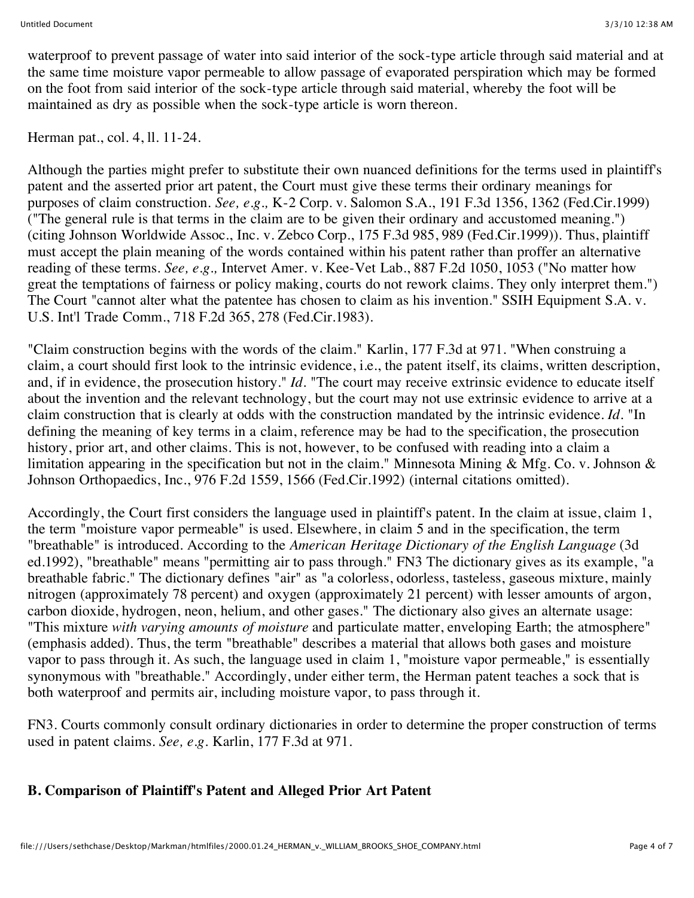waterproof to prevent passage of water into said interior of the sock-type article through said material and at the same time moisture vapor permeable to allow passage of evaporated perspiration which may be formed on the foot from said interior of the sock-type article through said material, whereby the foot will be maintained as dry as possible when the sock-type article is worn thereon.

Herman pat., col. 4, ll. 11-24.

Although the parties might prefer to substitute their own nuanced definitions for the terms used in plaintiff's patent and the asserted prior art patent, the Court must give these terms their ordinary meanings for purposes of claim construction. *See, e.g.,* K-2 Corp. v. Salomon S.A., 191 F.3d 1356, 1362 (Fed.Cir.1999) ("The general rule is that terms in the claim are to be given their ordinary and accustomed meaning.") (citing Johnson Worldwide Assoc., Inc. v. Zebco Corp., 175 F.3d 985, 989 (Fed.Cir.1999)). Thus, plaintiff must accept the plain meaning of the words contained within his patent rather than proffer an alternative reading of these terms. *See, e.g.,* Intervet Amer. v. Kee-Vet Lab., 887 F.2d 1050, 1053 ("No matter how great the temptations of fairness or policy making, courts do not rework claims. They only interpret them.") The Court "cannot alter what the patentee has chosen to claim as his invention." SSIH Equipment S.A. v. U.S. Int'l Trade Comm., 718 F.2d 365, 278 (Fed.Cir.1983).

"Claim construction begins with the words of the claim." Karlin, 177 F.3d at 971. "When construing a claim, a court should first look to the intrinsic evidence, i.e., the patent itself, its claims, written description, and, if in evidence, the prosecution history." *Id.* "The court may receive extrinsic evidence to educate itself about the invention and the relevant technology, but the court may not use extrinsic evidence to arrive at a claim construction that is clearly at odds with the construction mandated by the intrinsic evidence. *Id.* "In defining the meaning of key terms in a claim, reference may be had to the specification, the prosecution history, prior art, and other claims. This is not, however, to be confused with reading into a claim a limitation appearing in the specification but not in the claim." Minnesota Mining & Mfg. Co. v. Johnson & Johnson Orthopaedics, Inc., 976 F.2d 1559, 1566 (Fed.Cir.1992) (internal citations omitted).

Accordingly, the Court first considers the language used in plaintiff's patent. In the claim at issue, claim 1, the term "moisture vapor permeable" is used. Elsewhere, in claim 5 and in the specification, the term "breathable" is introduced. According to the *American Heritage Dictionary of the English Language* (3d ed.1992), "breathable" means "permitting air to pass through." FN3 The dictionary gives as its example, "a breathable fabric." The dictionary defines "air" as "a colorless, odorless, tasteless, gaseous mixture, mainly nitrogen (approximately 78 percent) and oxygen (approximately 21 percent) with lesser amounts of argon, carbon dioxide, hydrogen, neon, helium, and other gases." The dictionary also gives an alternate usage: "This mixture *with varying amounts of moisture* and particulate matter, enveloping Earth; the atmosphere" (emphasis added). Thus, the term "breathable" describes a material that allows both gases and moisture vapor to pass through it. As such, the language used in claim 1, "moisture vapor permeable," is essentially synonymous with "breathable." Accordingly, under either term, the Herman patent teaches a sock that is both waterproof and permits air, including moisture vapor, to pass through it.

FN3. Courts commonly consult ordinary dictionaries in order to determine the proper construction of terms used in patent claims. *See, e.g.* Karlin, 177 F.3d at 971.

### B. Comparison of Plaintiff's Patent and Alleged Prior Art Patent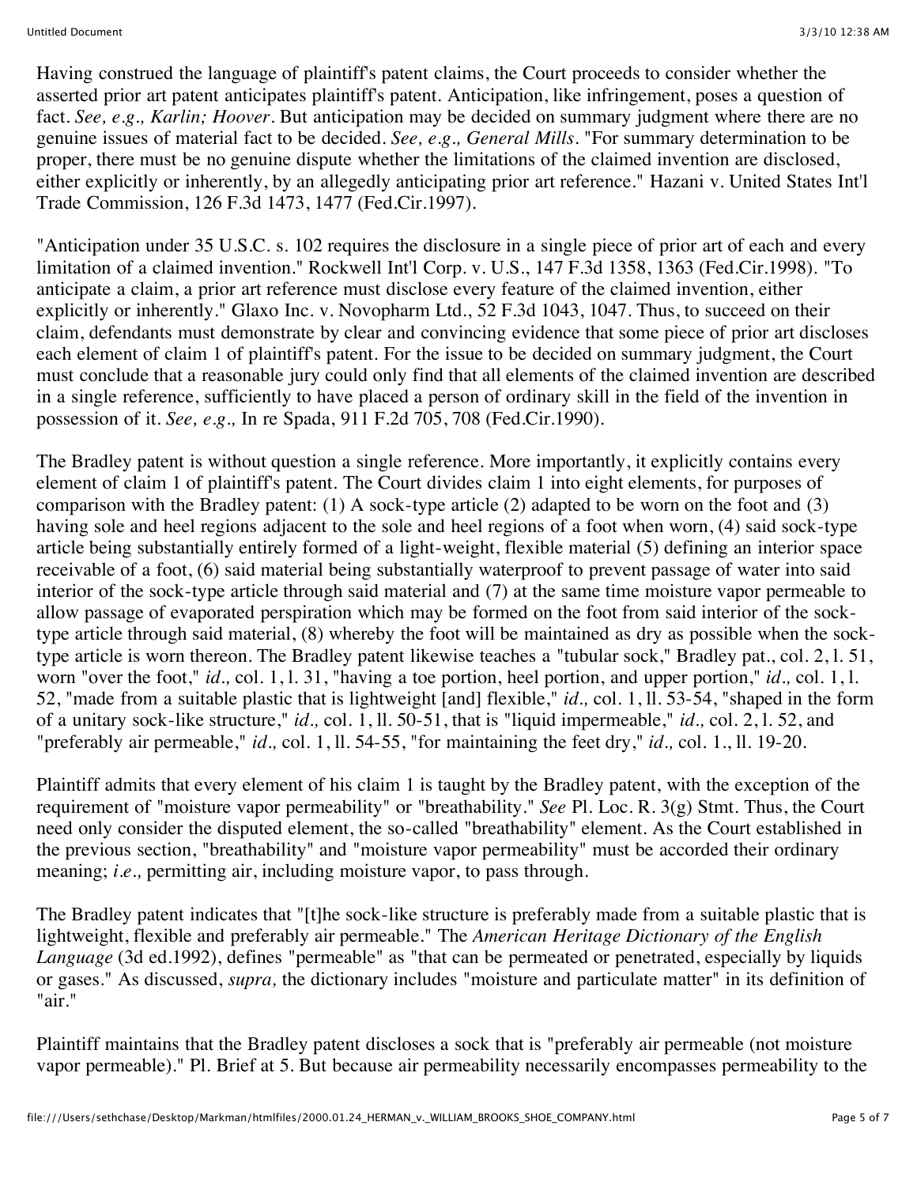Having construed the language of plaintiff's patent claims, the Court proceeds to consider whether the asserted prior art patent anticipates plaintiff's patent. Anticipation, like infringement, poses a question of fact. *See, e.g., Karlin; Hoover*. But anticipation may be decided on summary judgment where there are no genuine issues of material fact to be decided. *See, e.g., General Mills*. "For summary determination to be proper, there must be no genuine dispute whether the limitations of the claimed invention are disclosed, either explicitly or inherently, by an allegedly anticipating prior art reference." Hazani v. United States Int'l Trade Commission, 126 F.3d 1473, 1477 (Fed.Cir.1997).

"Anticipation under 35 U.S.C. s. 102 requires the disclosure in a single piece of prior art of each and every limitation of a claimed invention." Rockwell Int'l Corp. v. U.S., 147 F.3d 1358, 1363 (Fed.Cir.1998). "To anticipate a claim, a prior art reference must disclose every feature of the claimed invention, either explicitly or inherently." Glaxo Inc. v. Novopharm Ltd., 52 F.3d 1043, 1047. Thus, to succeed on their claim, defendants must demonstrate by clear and convincing evidence that some piece of prior art discloses each element of claim 1 of plaintiff's patent. For the issue to be decided on summary judgment, the Court must conclude that a reasonable jury could only find that all elements of the claimed invention are described in a single reference, sufficiently to have placed a person of ordinary skill in the field of the invention in possession of it. *See, e.g.,* In re Spada, 911 F.2d 705, 708 (Fed.Cir.1990).

The Bradley patent is without question a single reference. More importantly, it explicitly contains every element of claim 1 of plaintiff's patent. The Court divides claim 1 into eight elements, for purposes of comparison with the Bradley patent: (1) A sock-type article (2) adapted to be worn on the foot and (3) having sole and heel regions adjacent to the sole and heel regions of a foot when worn, (4) said sock-type article being substantially entirely formed of a light-weight, flexible material (5) defining an interior space receivable of a foot, (6) said material being substantially waterproof to prevent passage of water into said interior of the sock-type article through said material and (7) at the same time moisture vapor permeable to allow passage of evaporated perspiration which may be formed on the foot from said interior of the sock-type article through said material, (8) whereby the foot will be maintained as dry as possible when the sock-type article is worn thereon. The Bradley patent likewise teaches a "tubular sock," Bradley pat., col. 2, l. 51, worn "over the foot," *id.,* col. 1, l. 31, "having a toe portion, heel portion, and upper portion," *id.,* col. 1, l. 52, "made from a suitable plastic that is lightweight [and] flexible," *id.,* col. 1, ll. 53-54, "shaped in the form of a unitary sock-like structure," *id.,* col. 1, ll. 50-51, that is "liquid impermeable," *id.,* col. 2, l. 52, and "preferably air permeable," *id.,* col. 1, ll. 54-55, "for maintaining the feet dry," *id.,* col. 1., ll. 19-20.

Plaintiff admits that every element of his claim 1 is taught by the Bradley patent, with the exception of the requirement of "moisture vapor permeability" or "breathability." *See* Pl. Loc. R. 3(g) Stmt. Thus, the Court need only consider the disputed element, the so-called "breathability" element. As the Court established in the previous section, "breathability" and "moisture vapor permeability" must be accorded their ordinary meaning; *i.e.,* permitting air, including moisture vapor, to pass through.

The Bradley patent indicates that "[t]he sock-like structure is preferably made from a suitable plastic that is lightweight, flexible and preferably air permeable." The *American Heritage Dictionary of the English Language* (3d ed.1992), defines "permeable" as "that can be permeated or penetrated, especially by liquids or gases." As discussed, *supra,* the dictionary includes "moisture and particulate matter" in its definition of "air."

Plaintiff maintains that the Bradley patent discloses a sock that is "preferably air permeable (not moisture vapor permeable)." Pl. Brief at 5. But because air permeability necessarily encompasses permeability to the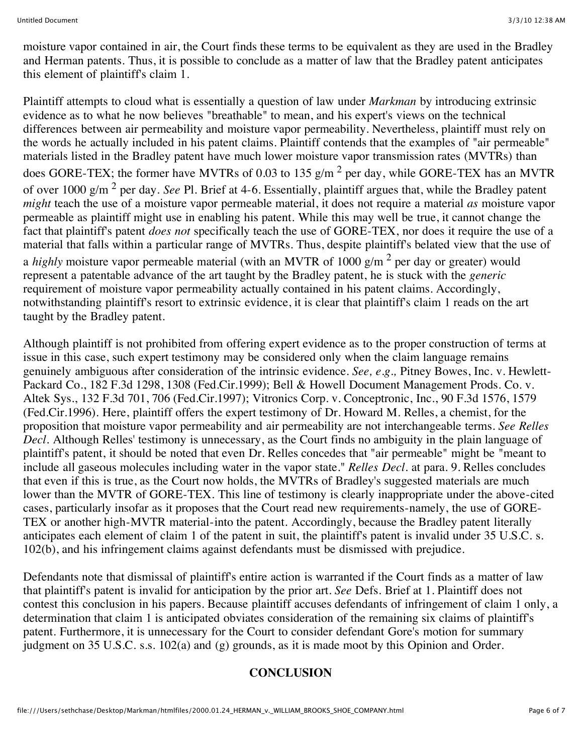moisture vapor contained in air, the Court finds these terms to be equivalent as they are used in the Bradley and Herman patents. Thus, it is possible to conclude as a matter of law that the Bradley patent anticipates this element of plaintiff's claim 1.

Plaintiff attempts to cloud what is essentially a question of law under *Markman* by introducing extrinsic evidence as to what he now believes "breathable" to mean, and his expert's views on the technical differences between air permeability and moisture vapor permeability. Nevertheless, plaintiff must rely on the words he actually included in his patent claims. Plaintiff contends that the examples of "air permeable" materials listed in the Bradley patent have much lower moisture vapor transmission rates (MVTRs) than does GORE-TEX; the former have MVTRs of 0.03 to 135 g/m $^2$ per day, while GORE-TEX has an MVTR of over 1000 g/m $^2$ per day. *See* Pl. Brief at 4-6. Essentially, plaintiff argues that, while the Bradley patent *might* teach the use of a moisture vapor permeable material, it does not require a material *as* moisture vapor permeable as plaintiff might use in enabling his patent. While this may well be true, it cannot change the fact that plaintiff's patent *does not* specifically teach the use of GORE-TEX, nor does it require the use of a material that falls within a particular range of MVTRs. Thus, despite plaintiff's belated view that the use of a *highly* moisture vapor permeable material (with an MVTR of 1000 g/m $^2$ per day or greater) would represent a patentable advance of the art taught by the Bradley patent, he is stuck with the *generic* requirement of moisture vapor permeability actually contained in his patent claims. Accordingly, notwithstanding plaintiff's resort to extrinsic evidence, it is clear that plaintiff's claim 1 reads on the art taught by the Bradley patent.

Although plaintiff is not prohibited from offering expert evidence as to the proper construction of terms at issue in this case, such expert testimony may be considered only when the claim language remains genuinely ambiguous after consideration of the intrinsic evidence. *See, e.g.,* Pitney Bowes, Inc. v. Hewlett-Packard Co., 182 F.3d 1298, 1308 (Fed.Cir.1999); Bell & Howell Document Management Prods. Co. v. Altek Sys., 132 F.3d 701, 706 (Fed.Cir.1997); Vitronics Corp. v. Conceptronic, Inc., 90 F.3d 1576, 1579 (Fed.Cir.1996). Here, plaintiff offers the expert testimony of Dr. Howard M. Relles, a chemist, for the proposition that moisture vapor permeability and air permeability are not interchangeable terms. *See Relles Decl.* Although Relles' testimony is unnecessary, as the Court finds no ambiguity in the plain language of plaintiff's patent, it should be noted that even Dr. Relles concedes that "air permeable" might be "meant to include all gaseous molecules including water in the vapor state." *Relles Decl.* at para. 9. Relles concludes that even if this is true, as the Court now holds, the MVTRs of Bradley's suggested materials are much lower than the MVTR of GORE-TEX. This line of testimony is clearly inappropriate under the above-cited cases, particularly insofar as it proposes that the Court read new requirements-namely, the use of GORE-TEX or another high-MVTR material-into the patent. Accordingly, because the Bradley patent literally anticipates each element of claim 1 of the patent in suit, the plaintiff's patent is invalid under 35 U.S.C. s. 102(b), and his infringement claims against defendants must be dismissed with prejudice.

Defendants note that dismissal of plaintiff's entire action is warranted if the Court finds as a matter of law that plaintiff's patent is invalid for anticipation by the prior art. *See* Defs. Brief at 1. Plaintiff does not contest this conclusion in his papers. Because plaintiff accuses defendants of infringement of claim 1 only, a determination that claim 1 is anticipated obviates consideration of the remaining six claims of plaintiff's patent. Furthermore, it is unnecessary for the Court to consider defendant Gore's motion for summary judgment on 35 U.S.C. s.s. 102(a) and (g) grounds, as it is made moot by this Opinion and Order.

## CONCLUSION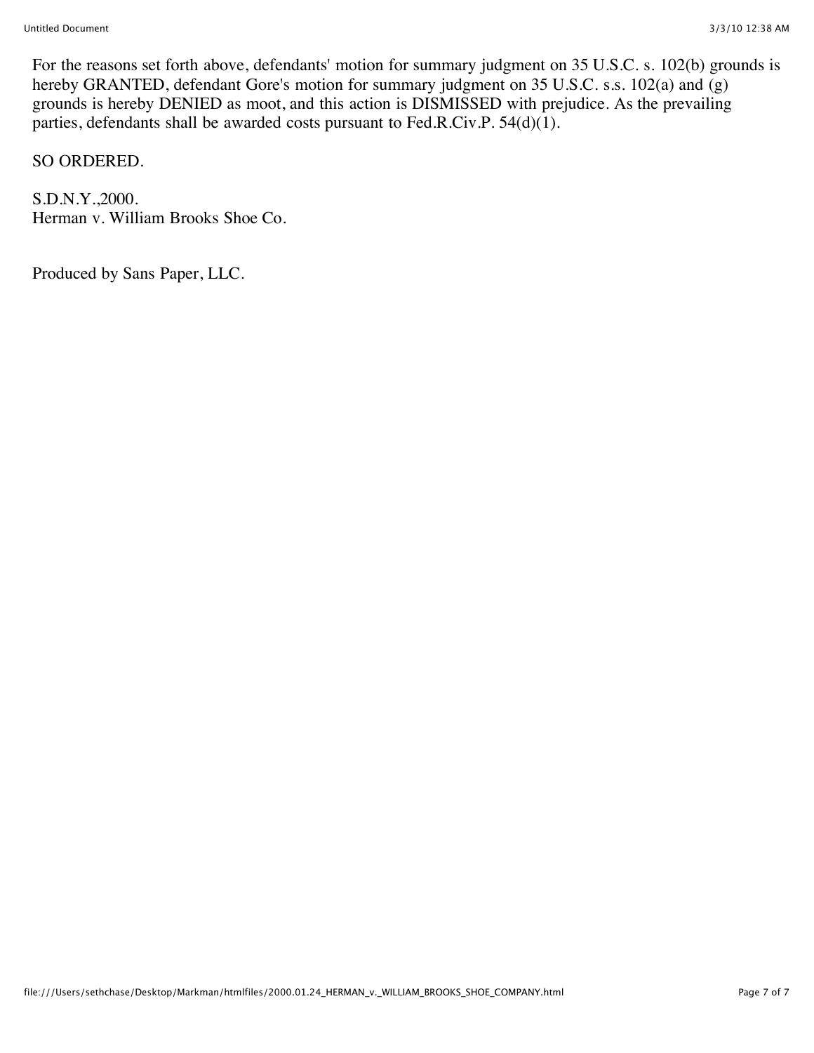For the reasons set forth above, defendants' motion for summary judgment on 35 U.S.C. s. 102(b) grounds is hereby GRANTED, defendant Gore's motion for summary judgment on 35 U.S.C. s.s. 102(a) and (g) grounds is hereby DENIED as moot, and this action is DISMISSED with prejudice. As the prevailing parties, defendants shall be awarded costs pursuant to Fed.R.Civ.P. 54(d)(1).

SO ORDERED.

S.D.N.Y.,2000.
Herman v. William Brooks Shoe Co.

Produced by Sans Paper, LLC.